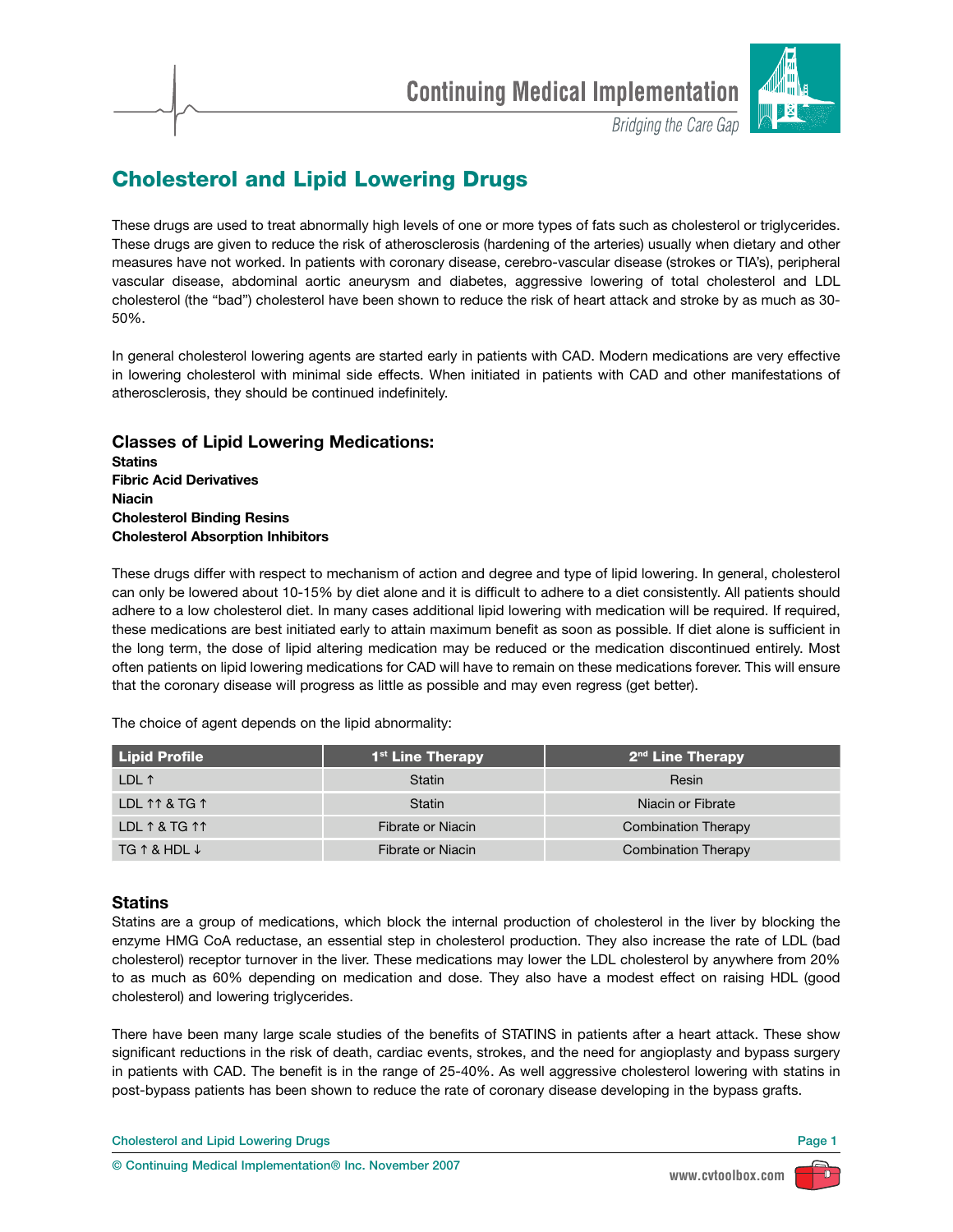# Cholesterol and Lipid Lowering Drugs

These drugs are used to treat abnormally high levels of one or more types of fats such as cholesterol or triglycerides. These drugs are given to reduce the risk of atherosclerosis (hardening of the arteries) usually when dietary and other measures have not worked. In patients with coronary disease, cerebro-vascular disease (strokes or TIA's), peripheral vascular disease, abdominal aortic aneurysm and diabetes, aggressive lowering of total cholesterol and LDL cholesterol (the "bad") cholesterol have been shown to reduce the risk of heart attack and stroke by as much as 30-50%.

In general cholesterol lowering agents are started early in patients with CAD. Modern medications are very effective in lowering cholesterol with minimal side effects. When initiated in patients with CAD and other manifestations of atherosclerosis, they should be continued indefinitely.

### Classes of Lipid Lowering Medications:

**Statins**
**Fibric Acid Derivatives**
**Niacin**
**Cholesterol Binding Resins**
**Cholesterol Absorption Inhibitors**

These drugs differ with respect to mechanism of action and degree and type of lipid lowering. In general, cholesterol can only be lowered about 10-15% by diet alone and it is difficult to adhere to a diet consistently. All patients should adhere to a low cholesterol diet. In many cases additional lipid lowering with medication will be required. If required, these medications are best initiated early to attain maximum benefit as soon as possible. If diet alone is sufficient in the long term, the dose of lipid altering medication may be reduced or the medication discontinued entirely. Most often patients on lipid lowering medications for CAD will have to remain on these medications forever. This will ensure that the coronary disease will progress as little as possible and may even regress (get better).

The choice of agent depends on the lipid abnormality:

| Lipid Profile | 1st Line Therapy | 2nd Line Therapy |
|---|---|---|
| LDL ↑ | Statin | Resin |
| LDL ↑↑ & TG ↑ | Statin | Niacin or Fibrate |
| LDL ↑ & TG ↑↑ | Fibrate or Niacin | Combination Therapy |
| TG ↑ & HDL ↓ | Fibrate or Niacin | Combination Therapy |

### Statins

Statins are a group of medications, which block the internal production of cholesterol in the liver by blocking the enzyme HMG CoA reductase, an essential step in cholesterol production. They also increase the rate of LDL (bad cholesterol) receptor turnover in the liver. These medications may lower the LDL cholesterol by anywhere from 20% to as much as 60% depending on medication and dose. They also have a modest effect on raising HDL (good cholesterol) and lowering triglycerides.

There have been many large scale studies of the benefits of STATINS in patients after a heart attack. These show significant reductions in the risk of death, cardiac events, strokes, and the need for angioplasty and bypass surgery in patients with CAD. The benefit is in the range of 25-40%. As well aggressive cholesterol lowering with statins in post-bypass patients has been shown to reduce the rate of coronary disease developing in the bypass grafts.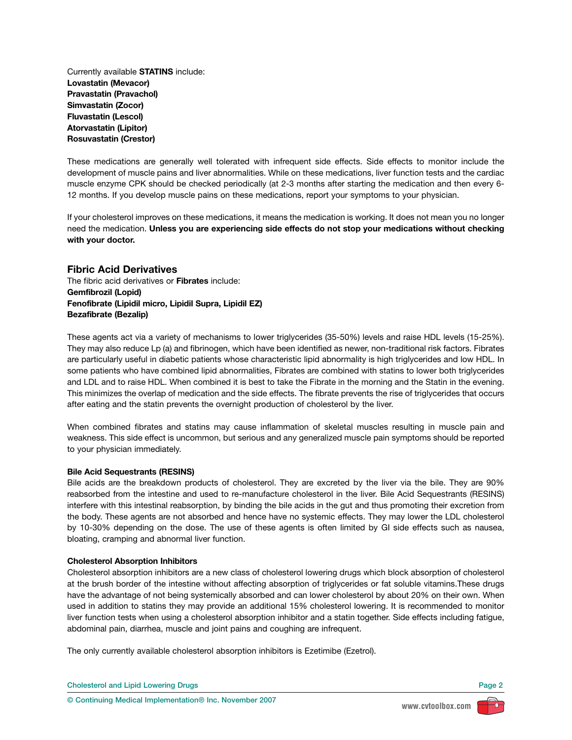Currently available **STATINS** include:
**Lovastatin (Mevacor)**
**Pravastatin (Pravachol)**
**Simvastatin (Zocor)**
**Fluvastatin (Lescol)**
**Atorvastatin (Lipitor)**
**Rosuvastatin (Crestor)**

These medications are generally well tolerated with infrequent side effects. Side effects to monitor include the development of muscle pains and liver abnormalities. While on these medications, liver function tests and the cardiac muscle enzyme CPK should be checked periodically (at 2-3 months after starting the medication and then every 6-12 months. If you develop muscle pains on these medications, report your symptoms to your physician.

If your cholesterol improves on these medications, it means the medication is working. It does not mean you no longer need the medication. **Unless you are experiencing side effects do not stop your medications without checking with your doctor.**

## Fibric Acid Derivatives

The fibric acid derivatives or **Fibrates** include:
**Gemfibrozil (Lopid)**
**Fenofibrate (Lipidil micro, Lipidil Supra, Lipidil EZ)**
**Bezafibrate (Bezalip)**

These agents act via a variety of mechanisms to lower triglycerides (35-50%) levels and raise HDL levels (15-25%). They may also reduce Lp (a) and fibrinogen, which have been identified as newer, non-traditional risk factors. Fibrates are particularly useful in diabetic patients whose characteristic lipid abnormality is high triglycerides and low HDL. In some patients who have combined lipid abnormalities, Fibrates are combined with statins to lower both triglycerides and LDL and to raise HDL. When combined it is best to take the Fibrate in the morning and the Statin in the evening. This minimizes the overlap of medication and the side effects. The fibrate prevents the rise of triglycerides that occurs after eating and the statin prevents the overnight production of cholesterol by the liver.

When combined fibrates and statins may cause inflammation of skeletal muscles resulting in muscle pain and weakness. This side effect is uncommon, but serious and any generalized muscle pain symptoms should be reported to your physician immediately.

### Bile Acid Sequestrants (RESINS)

Bile acids are the breakdown products of cholesterol. They are excreted by the liver via the bile. They are 90% reabsorbed from the intestine and used to re-manufacture cholesterol in the liver. Bile Acid Sequestrants (RESINS) interfere with this intestinal reabsorption, by binding the bile acids in the gut and thus promoting their excretion from the body. These agents are not absorbed and hence have no systemic effects. They may lower the LDL cholesterol by 10-30% depending on the dose. The use of these agents is often limited by GI side effects such as nausea, bloating, cramping and abnormal liver function.

### Cholesterol Absorption Inhibitors

Cholesterol absorption inhibitors are a new class of cholesterol lowering drugs which block absorption of cholesterol at the brush border of the intestine without affecting absorption of triglycerides or fat soluble vitamins.These drugs have the advantage of not being systemically absorbed and can lower cholesterol by about 20% on their own. When used in addition to statins they may provide an additional 15% cholesterol lowering. It is recommended to monitor liver function tests when using a cholesterol absorption inhibitor and a statin together. Side effects including fatigue, abdominal pain, diarrhea, muscle and joint pains and coughing are infrequent.

The only currently available cholesterol absorption inhibitors is Ezetimibe (Ezetrol).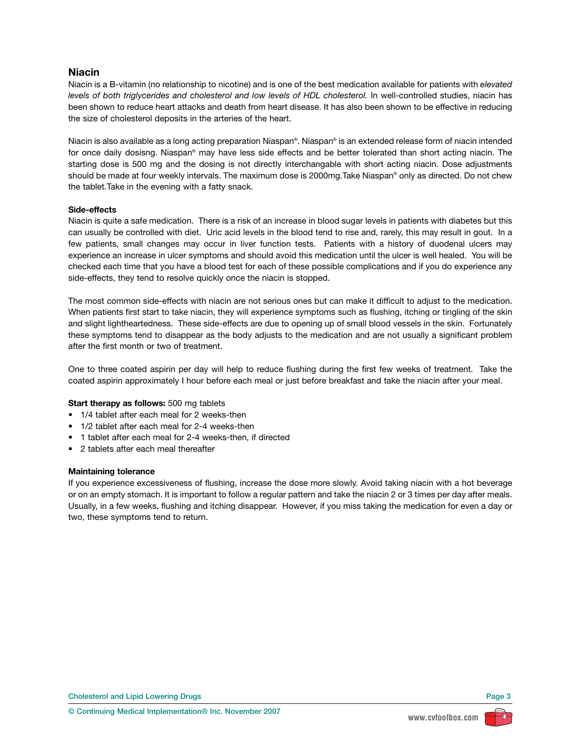## Niacin

Niacin is a B-vitamin (no relationship to nicotine) and is one of the best medication available for patients with *elevated levels of both triglycerides and cholesterol and low levels of HDL cholesterol.* In well-controlled studies, niacin has been shown to reduce heart attacks and death from heart disease. It has also been shown to be effective in reducing the size of cholesterol deposits in the arteries of the heart.

Niacin is also available as a long acting preparation Niaspan®. Niaspan® is an extended release form of niacin intended for once daily dosisng. Niaspan® may have less side effects and be better tolerated than short acting niacin. The starting dose is 500 mg and the dosing is not directly interchangable with short acting niacin. Dose adjustments should be made at four weekly intervals. The maximum dose is 2000mg.Take Niaspan® only as directed. Do not chew the tablet.Take in the evening with a fatty snack.

### Side-effects

Niacin is quite a safe medication. There is a risk of an increase in blood sugar levels in patients with diabetes but this can usually be controlled with diet. Uric acid levels in the blood tend to rise and, rarely, this may result in gout. In a few patients, small changes may occur in liver function tests. Patients with a history of duodenal ulcers may experience an increase in ulcer symptoms and should avoid this medication until the ulcer is well healed. You will be checked each time that you have a blood test for each of these possible complications and if you do experience any side-effects, they tend to resolve quickly once the niacin is stopped.

The most common side-effects with niacin are not serious ones but can make it difficult to adjust to the medication. When patients first start to take niacin, they will experience symptoms such as flushing, itching or tingling of the skin and slight lightheartedness. These side-effects are due to opening up of small blood vessels in the skin. Fortunately these symptoms tend to disappear as the body adjusts to the medication and are not usually a significant problem after the first month or two of treatment.

One to three coated aspirin per day will help to reduce flushing during the first few weeks of treatment. Take the coated aspirin approximately I hour before each meal or just before breakfast and take the niacin after your meal.

**Start therapy as follows:** 500 mg tablets

- 1/4 tablet after each meal for 2 weeks-then
- 1/2 tablet after each meal for 2-4 weeks-then
- 1 tablet after each meal for 2-4 weeks-then, if directed
- 2 tablets after each meal thereafter

### Maintaining tolerance

If you experience excessiveness of flushing, increase the dose more slowly. Avoid taking niacin with a hot beverage or on an empty stomach. It is important to follow a regular pattern and take the niacin 2 or 3 times per day after meals. Usually, in a few weeks, flushing and itching disappear. However, if you miss taking the medication for even a day or two, these symptoms tend to return.